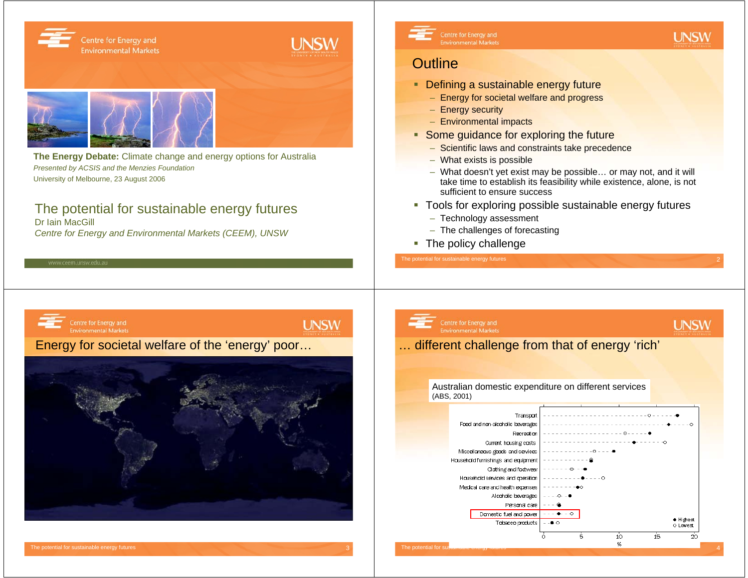## Slide 1

**The Energy Debate:** Climate change and energy options for Australia

*Presented by ACSIS and the Menzies Foundation*

University of Melbourne, 23 August 2006

# The potential for sustainable energy futures

Dr Iain MacGill

*Centre for Energy and Environmental Markets (CEEM), UNSW*

www.ceem.unsw.edu.au

## Slide 2: Outline

- Defining a sustainable energy future
  - Energy for societal welfare and progress
  - Energy security
  - Environmental impacts
- Some guidance for exploring the future
  - Scientific laws and constraints take precedence
  - What exists is possible
  - What doesn't yet exist may be possible… or may not, and it will take time to establish its feasibility while existence, alone, is not sufficient to ensure success
- Tools for exploring possible sustainable energy futures
  - Technology assessment
  - The challenges of forecasting
- The policy challenge

## Slide 3: Energy for societal welfare of the 'energy' poor…

## Slide 4: … different challenge from that of energy 'rich'

Australian domestic expenditure on different services (ABS, 2001)

Chart categories (expenditure, %; ● Highest, ○ Lowest): Transport; Food and non-alcoholic beverages; Recreation; Current housing costs; Miscellaneous goods and services; Household furnishings and equipment; Clothing and footwear; Household services and operation; Medical care and health expenses; Alcoholic beverages; Personal care; Domestic fuel and power; Tobacco products. Axis: 0, 5, 10, 15, 20 %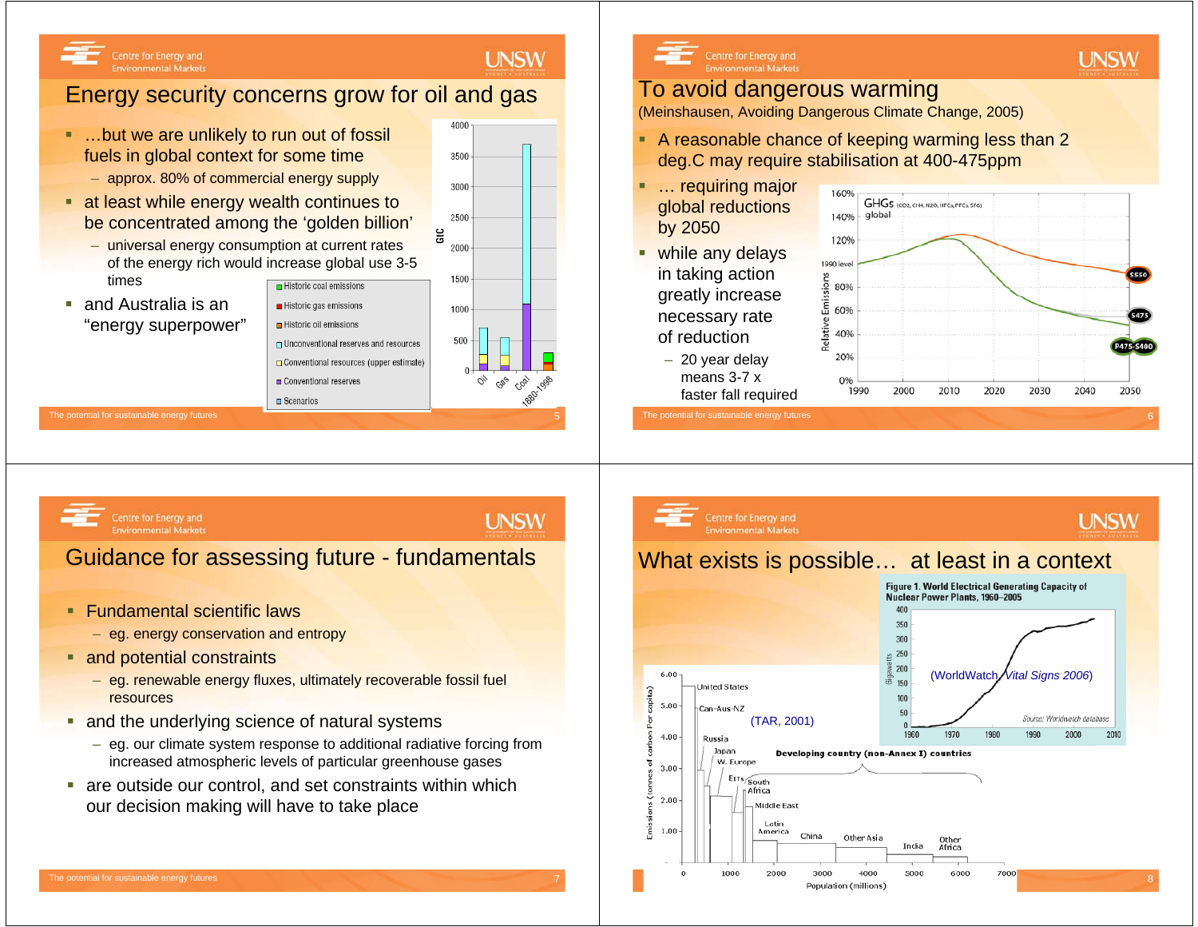# Energy security concerns grow for oil and gas

- …but we are unlikely to run out of fossil fuels in global context for some time
  - approx. 80% of commercial energy supply
- at least while energy wealth continues to be concentrated among the 'golden billion'
  - universal energy consumption at current rates of the energy rich would increase global use 3-5 times
- and Australia is an "energy superpower"

# To avoid dangerous warming

(Meinshausen, Avoiding Dangerous Climate Change, 2005)

- A reasonable chance of keeping warming less than 2 deg.C may require stabilisation at 400-475ppm
- … requiring major global reductions by 2050
- while any delays in taking action greatly increase necessary rate of reduction
  - 20 year delay means 3-7 x faster fall required

# Guidance for assessing future - fundamentals

- Fundamental scientific laws
  - eg. energy conservation and entropy
- and potential constraints
  - eg. renewable energy fluxes, ultimately recoverable fossil fuel resources
- and the underlying science of natural systems
  - eg. our climate system response to additional radiative forcing from increased atmospheric levels of particular greenhouse gases
- are outside our control, and set constraints within which our decision making will have to take place

# What exists is possible… at least in a context

(TAR, 2001)

(WorldWatch, *Vital Signs 2006*)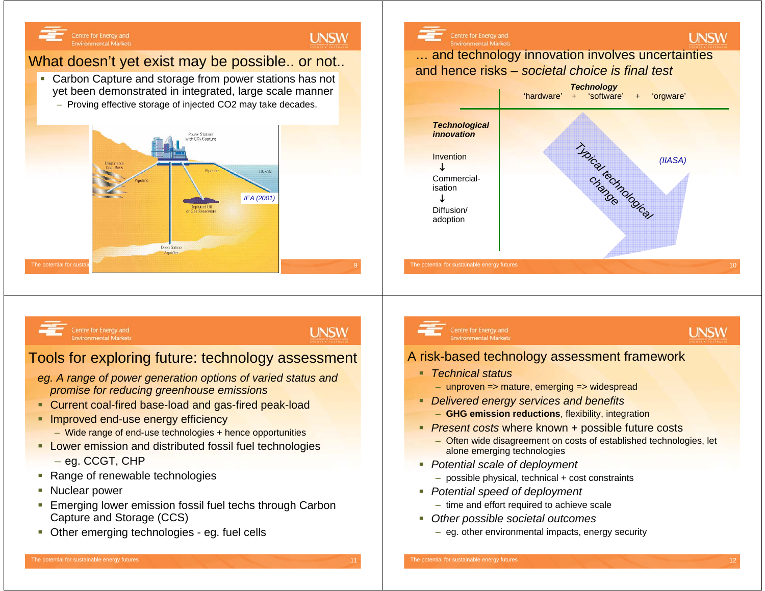## What doesn't yet exist may be possible.. or not..

- Carbon Capture and storage from power stations has not yet been demonstrated in integrated, large scale manner
  - Proving effective storage of injected CO2 may take decades.

Power Station with $CO_2$ Capture

Unminable Coal Beds

Pipeline

Pipeline

OCEAN

Depleted Oil or Gas Reservoirs

Deep Saline Aquifer

IEA (2001)

## … and technology innovation involves uncertainties and hence risks – *societal choice is final test*

***Technology***

'hardware' + 'software' + 'orgware'

***Technological innovation***

Invention
↓
Commercial-isation
↓
Diffusion/ adoption

Typical technological change

*(IIASA)*

## Tools for exploring future: technology assessment

*eg. A range of power generation options of varied status and promise for reducing greenhouse emissions*

- Current coal-fired base-load and gas-fired peak-load
- Improved end-use energy efficiency
  - Wide range of end-use technologies + hence opportunities
- Lower emission and distributed fossil fuel technologies
  - eg. CCGT, CHP
- Range of renewable technologies
- Nuclear power
- Emerging lower emission fossil fuel techs through Carbon Capture and Storage (CCS)
- Other emerging technologies - eg. fuel cells

## A risk-based technology assessment framework

- *Technical status*
  - unproven => mature, emerging => widespread
- *Delivered energy services and benefits*
  - **GHG emission reductions**, flexibility, integration
- *Present costs* where known + possible future costs
  - Often wide disagreement on costs of established technologies, let alone emerging technologies
- *Potential scale of deployment*
  - possible physical, technical + cost constraints
- *Potential speed of deployment*
  - time and effort required to achieve scale
- *Other possible societal outcomes*
  - eg. other environmental impacts, energy security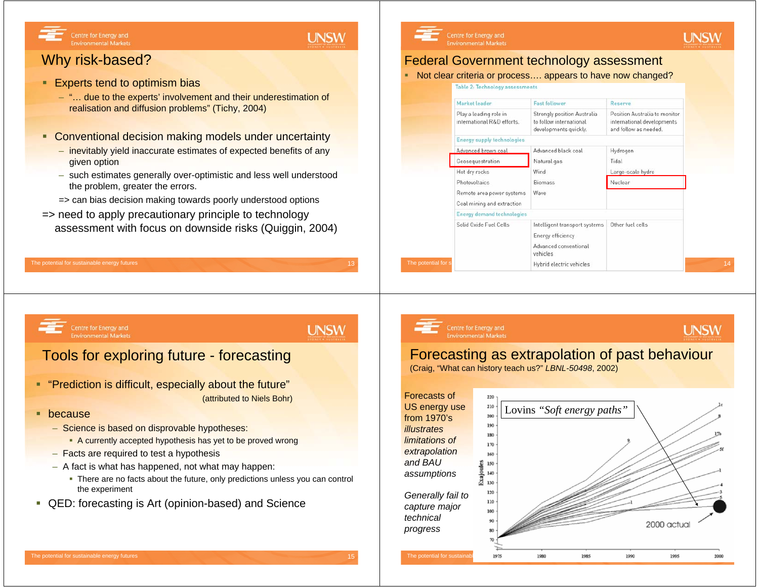# Why risk-based?

- Experts tend to optimism bias
  - "… due to the experts' involvement and their underestimation of realisation and diffusion problems" (Tichy, 2004)
- Conventional decision making models under uncertainty
  - inevitably yield inaccurate estimates of expected benefits of any given option
  - such estimates generally over-optimistic and less well understood the problem, greater the errors.
  - => can bias decision making towards poorly understood options

=> need to apply precautionary principle to technology assessment with focus on downside risks (Quiggin, 2004)

# Federal Government technology assessment

- Not clear criteria or process…. appears to have now changed?

Table 2: Technology assessments

| Market leader | Fast follower | Reserve |
|---|---|---|
| Play a leading role in international R&D efforts. | Strongly position Australia to follow international developments quickly. | Position Australia to monitor international developments and follow as needed. |
| **Energy supply technologies** | | |
| Advanced brown coal | Advanced black coal | Hydrogen |
| Geosequestration | Natural gas | Tidal |
| Hot dry rocks | Wind | Large-scale hydro |
| Photovoltaics | Biomass | Nuclear |
| Remote area power systems | Wave | |
| Coal mining and extraction | | |
| **Energy demand technologies** | | |
| Solid Oxide Fuel Cells | Intelligent transport systems | Other fuel cells |
| | Energy efficiency | |
| | Advanced conventional vehicles | |
| | Hybrid electric vehicles | |

# Tools for exploring future - forecasting

- "Prediction is difficult, especially about the future" (attributed to Niels Bohr)
- because
  - Science is based on disprovable hypotheses:
    - A currently accepted hypothesis has yet to be proved wrong
  - Facts are required to test a hypothesis
  - A fact is what has happened, not what may happen:
    - There are no facts about the future, only predictions unless you can control the experiment
- QED: forecasting is Art (opinion-based) and Science

# Forecasting as extrapolation of past behaviour

(Craig, "What can history teach us?" *LBNL-50498*, 2002)

*Forecasts of US energy use from 1970's illustrates limitations of extrapolation and BAU assumptions*

*Generally fail to capture major technical progress*

Lovins *"Soft energy paths"*

2000 actual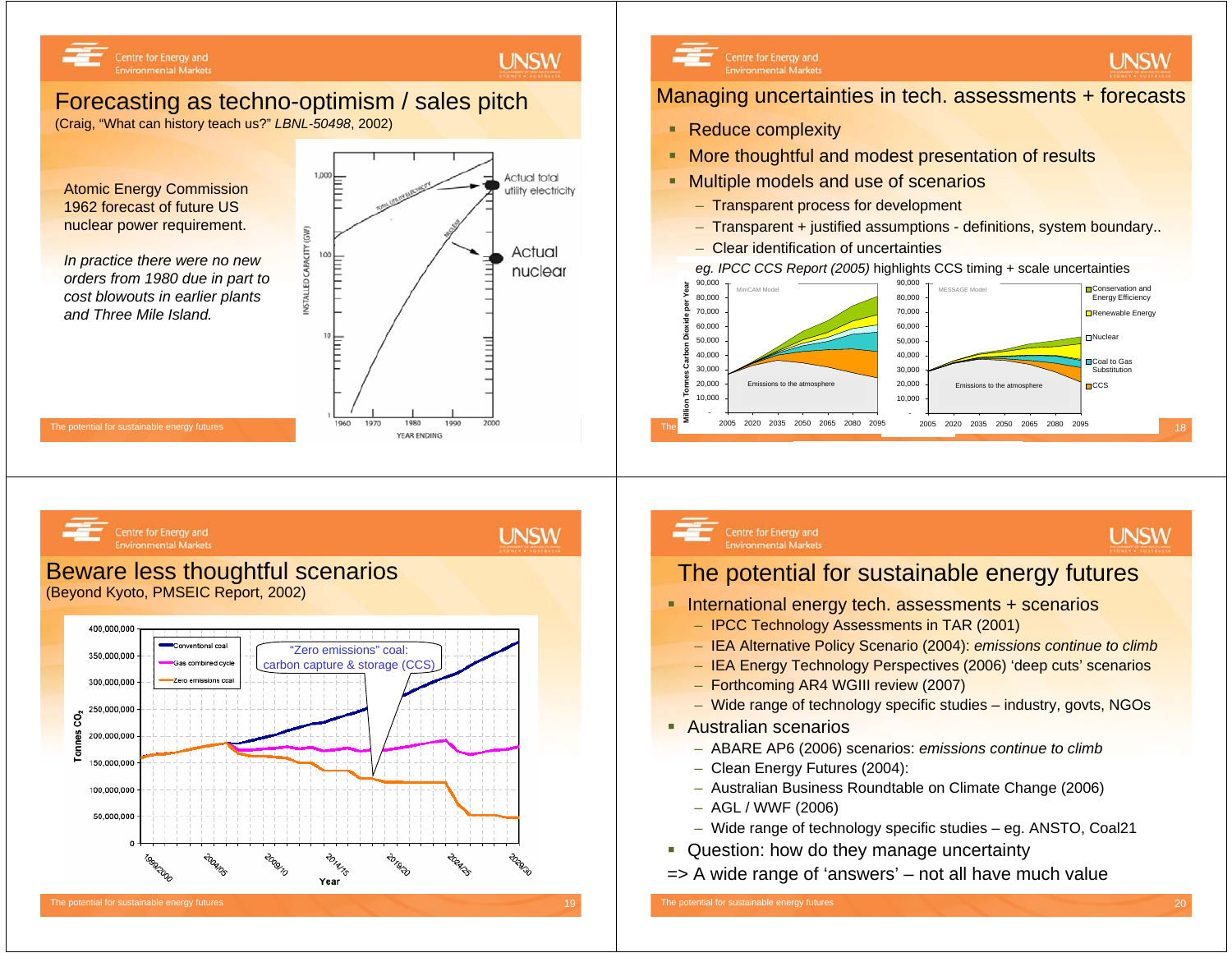## Forecasting as techno-optimism / sales pitch

(Craig, "What can history teach us?" *LBNL-50498*, 2002)

Atomic Energy Commission 1962 forecast of future US nuclear power requirement.

*In practice there were no new orders from 1980 due in part to cost blowouts in earlier plants and Three Mile Island.*

## Managing uncertainties in tech. assessments + forecasts

- Reduce complexity
- More thoughtful and modest presentation of results
- Multiple models and use of scenarios
  - Transparent process for development
  - Transparent + justified assumptions - definitions, system boundary..
  - Clear identification of uncertainties

*eg. IPCC CCS Report (2005)* highlights CCS timing + scale uncertainties

## Beware less thoughtful scenarios

(Beyond Kyoto, PMSEIC Report, 2002)

## The potential for sustainable energy futures

- International energy tech. assessments + scenarios
  - IPCC Technology Assessments in TAR (2001)
  - IEA Alternative Policy Scenario (2004): *emissions continue to climb*
  - IEA Energy Technology Perspectives (2006) 'deep cuts' scenarios
  - Forthcoming AR4 WGIII review (2007)
  - Wide range of technology specific studies – industry, govts, NGOs
- Australian scenarios
  - ABARE AP6 (2006) scenarios: *emissions continue to climb*
  - Clean Energy Futures (2004):
  - Australian Business Roundtable on Climate Change (2006)
  - AGL / WWF (2006)
  - Wide range of technology specific studies – eg. ANSTO, Coal21
- Question: how do they manage uncertainty

=> A wide range of 'answers' – not all have much value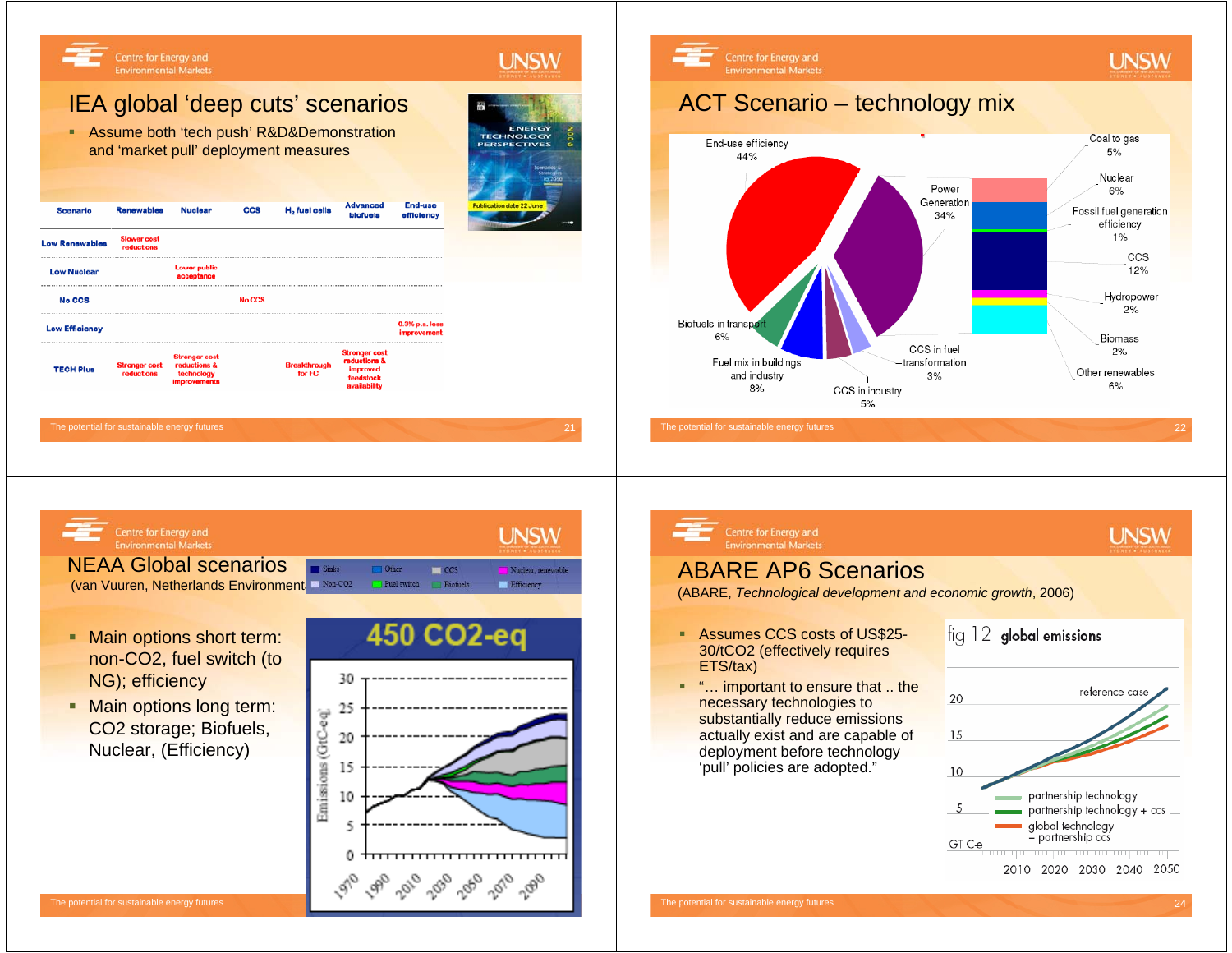# IEA global 'deep cuts' scenarios

- Assume both 'tech push' R&D&Demonstration and 'market pull' deployment measures

| Scenario | Renewables | Nuclear | CCS | $H_2$ fuel cells | Advanced biofuels | End-use efficiency |
|---|---|---|---|---|---|---|
| Low Renewables | Slower cost reductions | | | | | |
| Low Nuclear | | Lower public acceptance | | | | |
| No CCS | | | No CCS | | | |
| Low Efficiency | | | | | | 0.3% p.a. less improvement |
| TECH Plus | Stronger cost reductions | Stronger cost reductions & technology improvements | | Breakthrough for FC | Stronger cost reductions & improved feedstock availability | |

# ACT Scenario – technology mix

- End-use efficiency 44%
- Power Generation 34%
  - Coal to gas 5%
  - Nuclear 6%
  - Fossil fuel generation efficiency 1%
  - CCS 12%
  - Hydropower 2%
  - Biomass 2%
  - Other renewables 6%
- Biofuels in transport 6%
- Fuel mix in buildings and industry 8%
- CCS in industry 5%
- CCS in fuel transformation 3%

# NEAA Global scenarios

(van Vuuren, Netherlands Environment

- Main options short term: non-CO2, fuel switch (to NG); efficiency
- Main options long term: CO2 storage; Biofuels, Nuclear, (Efficiency)

# ABARE AP6 Scenarios

(ABARE, *Technological development and economic growth*, 2006)

- Assumes CCS costs of US$25-30/tCO2 (effectively requires ETS/tax)
- "... important to ensure that .. the necessary technologies to substantially reduce emissions actually exist and are capable of deployment before technology 'pull' policies are adopted."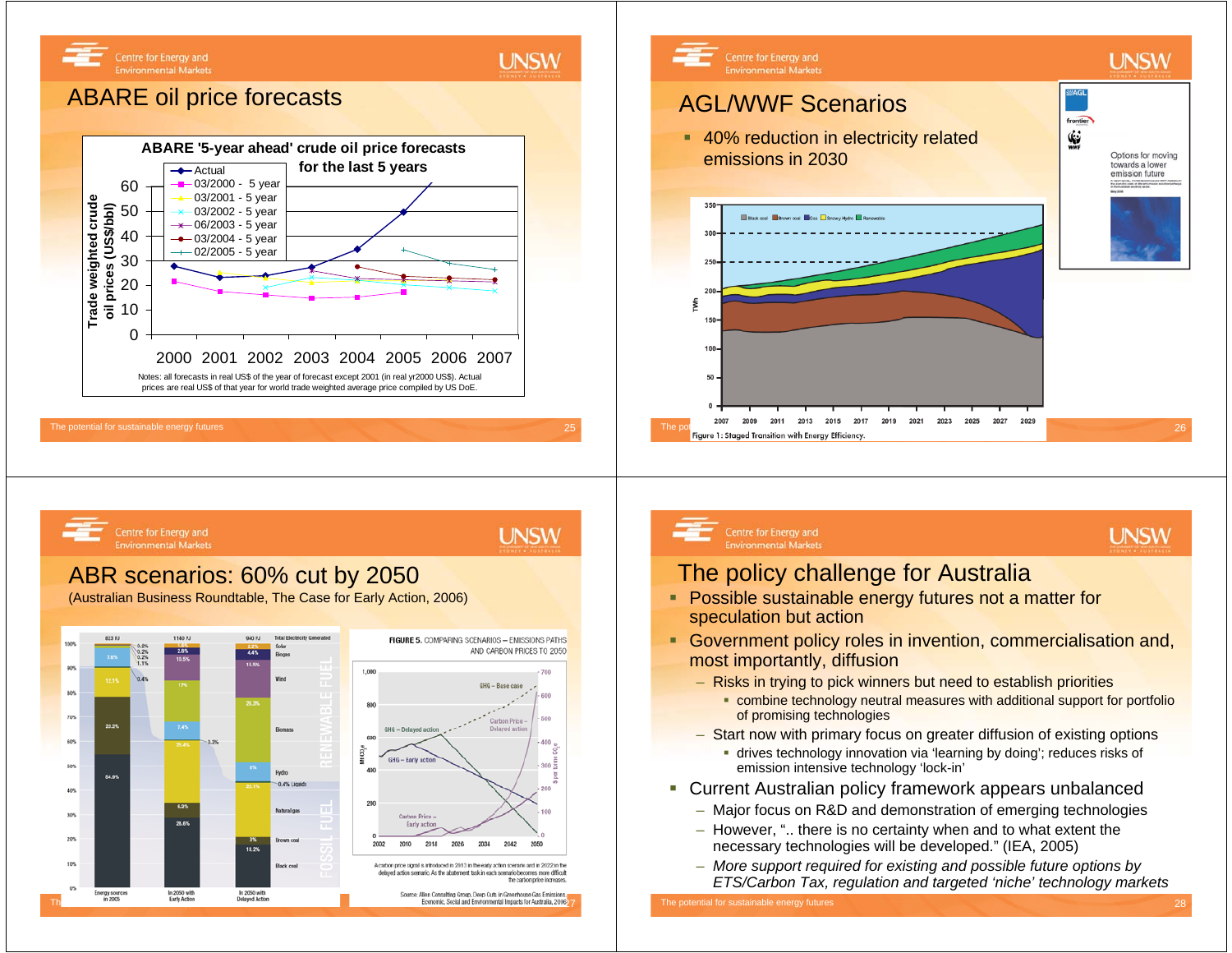## ABARE oil price forecasts

**ABARE '5-year ahead' crude oil price forecasts for the last 5 years**

Notes: all forecasts in real US$ of the year of forecast except 2001 (in real yr2000 US$). Actual prices are real US$ of that year for world trade weighted average price compiled by US DoE.

## AGL/WWF Scenarios

- 40% reduction in electricity related emissions in 2030

Figure 1: Staged Transition with Energy Efficiency.

## ABR scenarios: 60% cut by 2050

(Australian Business Roundtable, The Case for Early Action, 2006)

FIGURE 5. COMPARING SCENARIOS – EMISSIONS PATHS AND CARBON PRICES TO 2050

A carbon price signal is introduced in 2013 in the early action scenario and in 2022 in the delayed action scenario. As the abatement task in each scenario becomes more difficult the carbon price increases.

Source: Allen Consulting Group, Deep Cuts in Greenhouse Gas Emissions: Economic, Social and Environmental Impacts for Australia, 2006

## The policy challenge for Australia

- Possible sustainable energy futures not a matter for speculation but action
- Government policy roles in invention, commercialisation and, most importantly, diffusion
  - Risks in trying to pick winners but need to establish priorities
    - combine technology neutral measures with additional support for portfolio of promising technologies
  - Start now with primary focus on greater diffusion of existing options
    - drives technology innovation via 'learning by doing'; reduces risks of emission intensive technology 'lock-in'
- Current Australian policy framework appears unbalanced
  - Major focus on R&D and demonstration of emerging technologies
  - However, ".. there is no certainty when and to what extent the necessary technologies will be developed." (IEA, 2005)
  - *More support required for existing and possible future options by ETS/Carbon Tax, regulation and targeted 'niche' technology markets*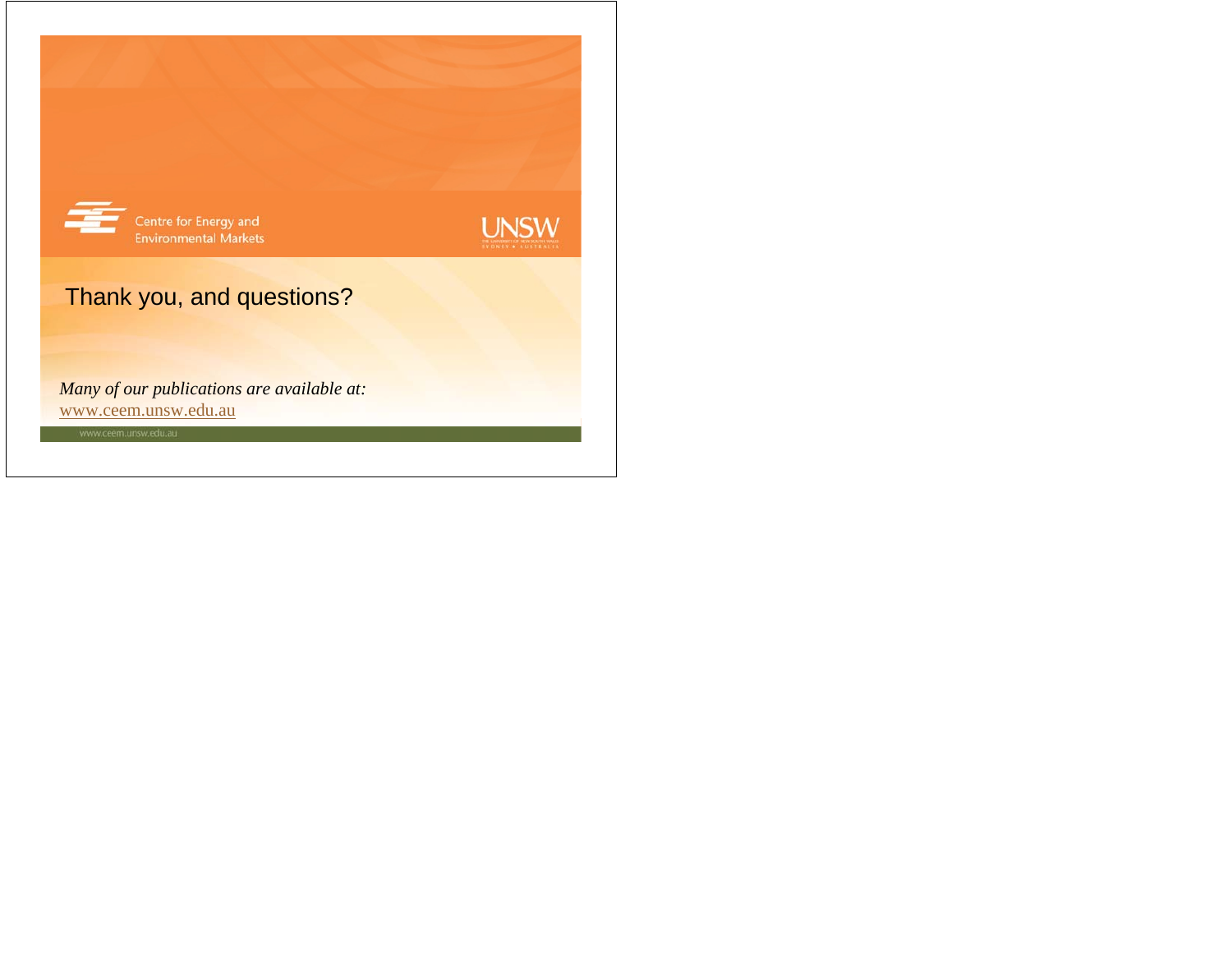Centre for Energy and Environmental Markets

UNSW

Thank you, and questions?

*Many of our publications are available at:*
www.ceem.unsw.edu.au

www.ceem.unsw.edu.au